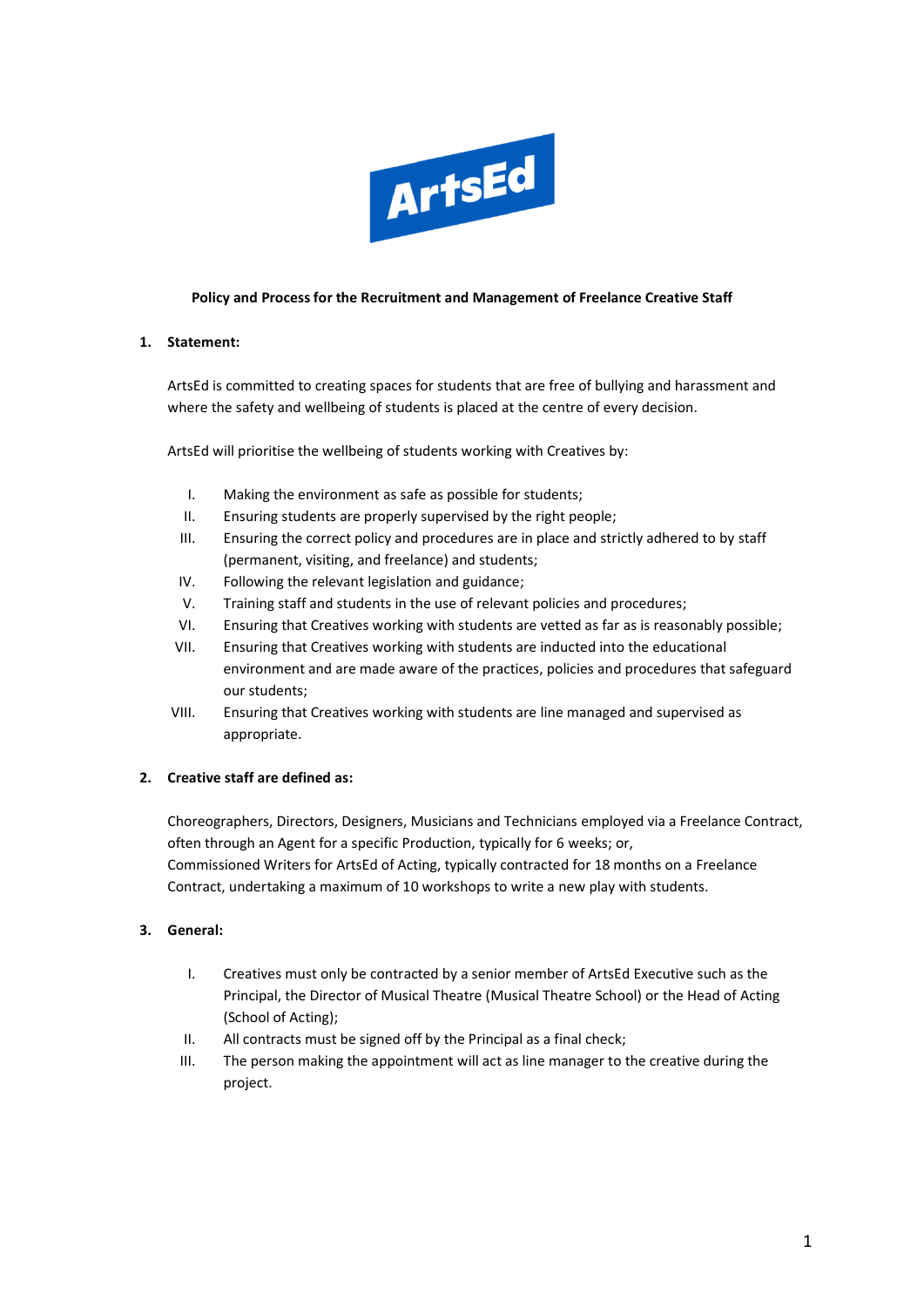ArtsEd

**Policy and Process for the Recruitment and Management of Freelance Creative Staff**

## 1. Statement:

ArtsEd is committed to creating spaces for students that are free of bullying and harassment and where the safety and wellbeing of students is placed at the centre of every decision.

ArtsEd will prioritise the wellbeing of students working with Creatives by:

I. Making the environment as safe as possible for students;
II. Ensuring students are properly supervised by the right people;
III. Ensuring the correct policy and procedures are in place and strictly adhered to by staff (permanent, visiting, and freelance) and students;
IV. Following the relevant legislation and guidance;
V. Training staff and students in the use of relevant policies and procedures;
VI. Ensuring that Creatives working with students are vetted as far as is reasonably possible;
VII. Ensuring that Creatives working with students are inducted into the educational environment and are made aware of the practices, policies and procedures that safeguard our students;
VIII. Ensuring that Creatives working with students are line managed and supervised as appropriate.

## 2. Creative staff are defined as:

Choreographers, Directors, Designers, Musicians and Technicians employed via a Freelance Contract, often through an Agent for a specific Production, typically for 6 weeks; or,
Commissioned Writers for ArtsEd of Acting, typically contracted for 18 months on a Freelance Contract, undertaking a maximum of 10 workshops to write a new play with students.

## 3. General:

I. Creatives must only be contracted by a senior member of ArtsEd Executive such as the Principal, the Director of Musical Theatre (Musical Theatre School) or the Head of Acting (School of Acting);
II. All contracts must be signed off by the Principal as a final check;
III. The person making the appointment will act as line manager to the creative during the project.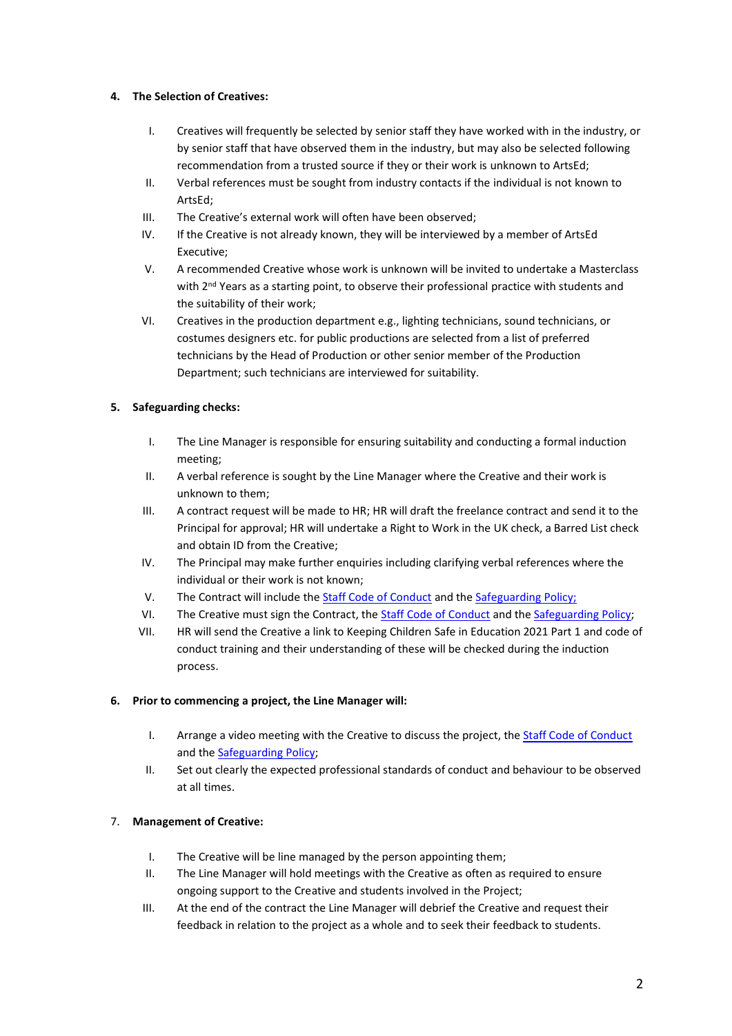4. **The Selection of Creatives:**

   I. Creatives will frequently be selected by senior staff they have worked with in the industry, or by senior staff that have observed them in the industry, but may also be selected following recommendation from a trusted source if they or their work is unknown to ArtsEd;

   II. Verbal references must be sought from industry contacts if the individual is not known to ArtsEd;

   III. The Creative's external work will often have been observed;

   IV. If the Creative is not already known, they will be interviewed by a member of ArtsEd Executive;

   V. A recommended Creative whose work is unknown will be invited to undertake a Masterclass with 2nd Years as a starting point, to observe their professional practice with students and the suitability of their work;

   VI. Creatives in the production department e.g., lighting technicians, sound technicians, or costumes designers etc. for public productions are selected from a list of preferred technicians by the Head of Production or other senior member of the Production Department; such technicians are interviewed for suitability.

5. **Safeguarding checks:**

   I. The Line Manager is responsible for ensuring suitability and conducting a formal induction meeting;

   II. A verbal reference is sought by the Line Manager where the Creative and their work is unknown to them;

   III. A contract request will be made to HR; HR will draft the freelance contract and send it to the Principal for approval; HR will undertake a Right to Work in the UK check, a Barred List check and obtain ID from the Creative;

   IV. The Principal may make further enquiries including clarifying verbal references where the individual or their work is not known;

   V. The Contract will include the Staff Code of Conduct and the Safeguarding Policy;

   VI. The Creative must sign the Contract, the Staff Code of Conduct and the Safeguarding Policy;

   VII. HR will send the Creative a link to Keeping Children Safe in Education 2021 Part 1 and code of conduct training and their understanding of these will be checked during the induction process.

6. **Prior to commencing a project, the Line Manager will:**

   I. Arrange a video meeting with the Creative to discuss the project, the Staff Code of Conduct and the Safeguarding Policy;

   II. Set out clearly the expected professional standards of conduct and behaviour to be observed at all times.

7. **Management of Creative:**

   I. The Creative will be line managed by the person appointing them;

   II. The Line Manager will hold meetings with the Creative as often as required to ensure ongoing support to the Creative and students involved in the Project;

   III. At the end of the contract the Line Manager will debrief the Creative and request their feedback in relation to the project as a whole and to seek their feedback to students.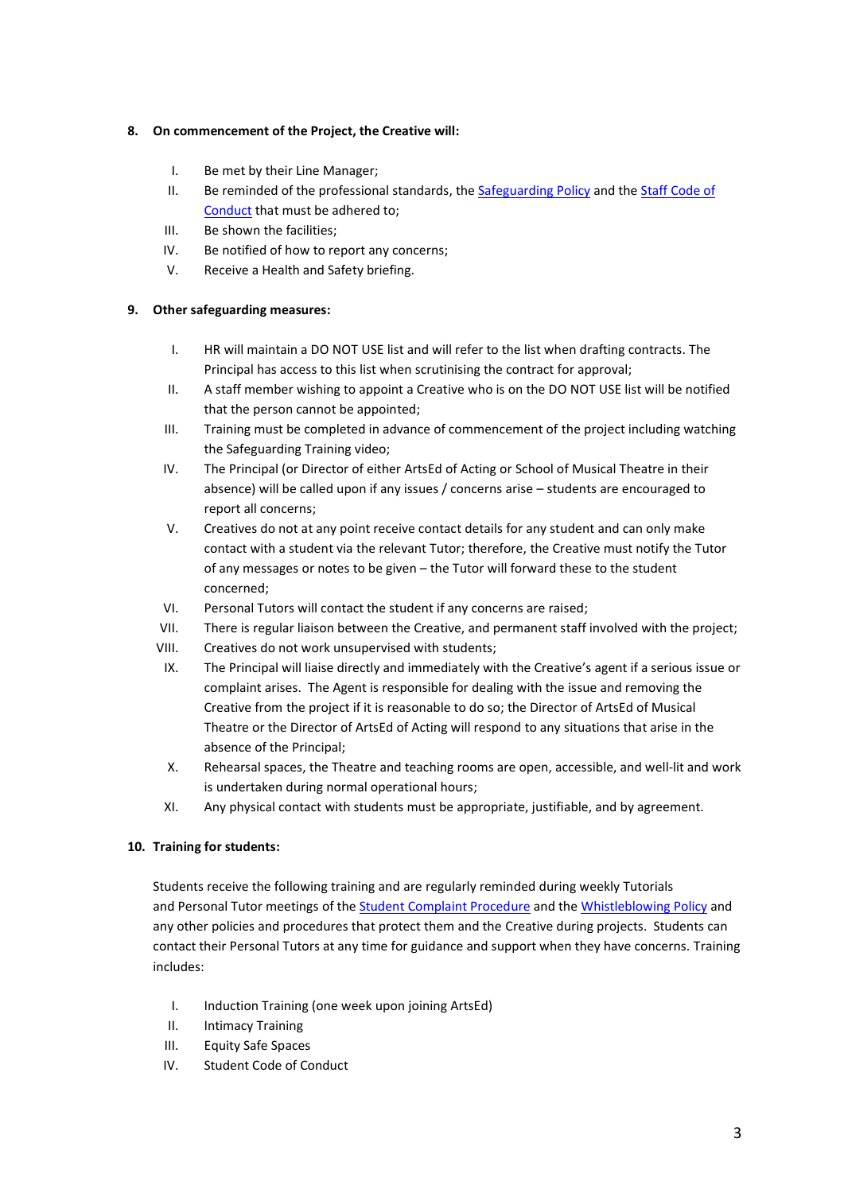**8. On commencement of the Project, the Creative will:**

I. Be met by their Line Manager;
II. Be reminded of the professional standards, the Safeguarding Policy and the Staff Code of Conduct that must be adhered to;
III. Be shown the facilities;
IV. Be notified of how to report any concerns;
V. Receive a Health and Safety briefing.

**9. Other safeguarding measures:**

I. HR will maintain a DO NOT USE list and will refer to the list when drafting contracts. The Principal has access to this list when scrutinising the contract for approval;
II. A staff member wishing to appoint a Creative who is on the DO NOT USE list will be notified that the person cannot be appointed;
III. Training must be completed in advance of commencement of the project including watching the Safeguarding Training video;
IV. The Principal (or Director of either ArtsEd of Acting or School of Musical Theatre in their absence) will be called upon if any issues / concerns arise – students are encouraged to report all concerns;
V. Creatives do not at any point receive contact details for any student and can only make contact with a student via the relevant Tutor; therefore, the Creative must notify the Tutor of any messages or notes to be given – the Tutor will forward these to the student concerned;
VI. Personal Tutors will contact the student if any concerns are raised;
VII. There is regular liaison between the Creative, and permanent staff involved with the project;
VIII. Creatives do not work unsupervised with students;
IX. The Principal will liaise directly and immediately with the Creative's agent if a serious issue or complaint arises. The Agent is responsible for dealing with the issue and removing the Creative from the project if it is reasonable to do so; the Director of ArtsEd of Musical Theatre or the Director of ArtsEd of Acting will respond to any situations that arise in the absence of the Principal;
X. Rehearsal spaces, the Theatre and teaching rooms are open, accessible, and well-lit and work is undertaken during normal operational hours;
XI. Any physical contact with students must be appropriate, justifiable, and by agreement.

**10. Training for students:**

Students receive the following training and are regularly reminded during weekly Tutorials and Personal Tutor meetings of the Student Complaint Procedure and the Whistleblowing Policy and any other policies and procedures that protect them and the Creative during projects. Students can contact their Personal Tutors at any time for guidance and support when they have concerns. Training includes:

I. Induction Training (one week upon joining ArtsEd)
II. Intimacy Training
III. Equity Safe Spaces
IV. Student Code of Conduct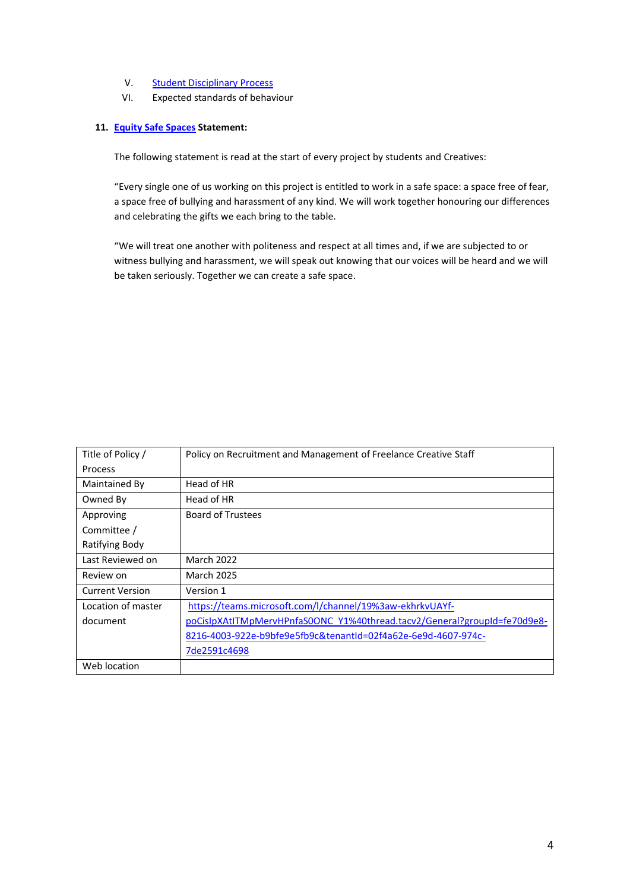V. Student Disciplinary Process
VI. Expected standards of behaviour

11. **Equity Safe Spaces Statement:**

The following statement is read at the start of every project by students and Creatives:

"Every single one of us working on this project is entitled to work in a safe space: a space free of fear, a space free of bullying and harassment of any kind. We will work together honouring our differences and celebrating the gifts we each bring to the table.

"We will treat one another with politeness and respect at all times and, if we are subjected to or witness bullying and harassment, we will speak out knowing that our voices will be heard and we will be taken seriously. Together we can create a safe space.

| | |
|---|---|
| Title of Policy / Process | Policy on Recruitment and Management of Freelance Creative Staff |
| Maintained By | Head of HR |
| Owned By | Head of HR |
| Approving Committee / Ratifying Body | Board of Trustees |
| Last Reviewed on | March 2022 |
| Review on | March 2025 |
| Current Version | Version 1 |
| Location of master document | https://teams.microsoft.com/l/channel/19%3aw-ekhrkvUAYf-poCisIpXAtITMpMervHPnfaS0ONC_Y1%40thread.tacv2/General?groupId=fe70d9e8-8216-4003-922e-b9bfe9e5fb9c&tenantId=02f4a62e-6e9d-4607-974c-7de2591c4698 |
| Web location | |